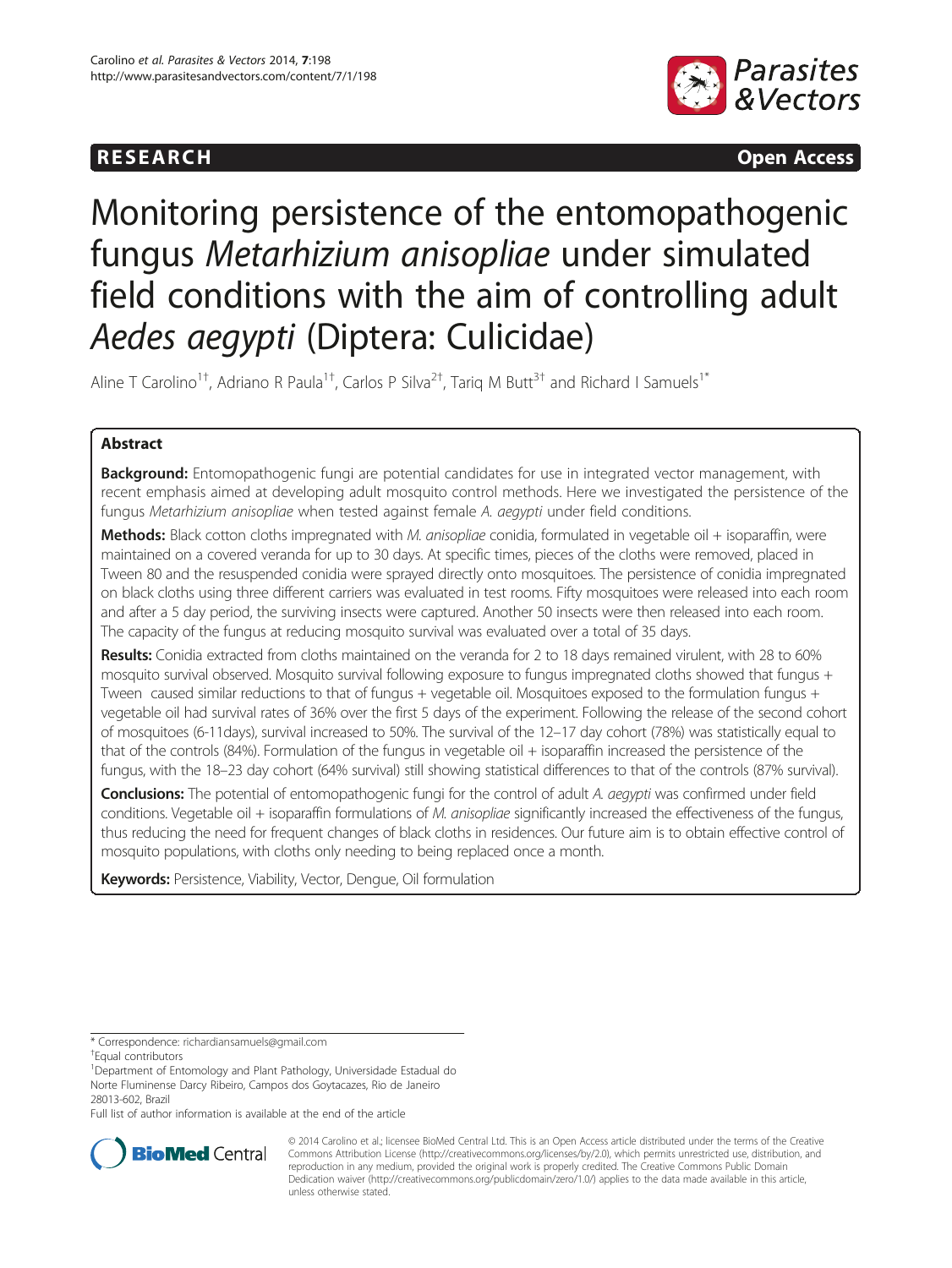RESEARCH Open Access

# Monitoring persistence of the entomopathogenic fungus *Metarhizium anisopliae* under simulated field conditions with the aim of controlling adult *Aedes aegypti* (Diptera: Culicidae)

Aline T Carolino[1†], Adriano R Paula[1†], Carlos P Silva[2†], Tariq M Butt[3†] and Richard I Samuels[1*]

## Abstract

**Background:** Entomopathogenic fungi are potential candidates for use in integrated vector management, with recent emphasis aimed at developing adult mosquito control methods. Here we investigated the persistence of the fungus *Metarhizium anisopliae* when tested against female *A. aegypti* under field conditions.

**Methods:** Black cotton cloths impregnated with *M. anisopliae* conidia, formulated in vegetable oil + isoparaffin, were maintained on a covered veranda for up to 30 days. At specific times, pieces of the cloths were removed, placed in Tween 80 and the resuspended conidia were sprayed directly onto mosquitoes. The persistence of conidia impregnated on black cloths using three different carriers was evaluated in test rooms. Fifty mosquitoes were released into each room and after a 5 day period, the surviving insects were captured. Another 50 insects were then released into each room. The capacity of the fungus at reducing mosquito survival was evaluated over a total of 35 days.

**Results:** Conidia extracted from cloths maintained on the veranda for 2 to 18 days remained virulent, with 28 to 60% mosquito survival observed. Mosquito survival following exposure to fungus impregnated cloths showed that fungus + Tween caused similar reductions to that of fungus + vegetable oil. Mosquitoes exposed to the formulation fungus + vegetable oil had survival rates of 36% over the first 5 days of the experiment. Following the release of the second cohort of mosquitoes (6-11days), survival increased to 50%. The survival of the 12–17 day cohort (78%) was statistically equal to that of the controls (84%). Formulation of the fungus in vegetable oil + isoparaffin increased the persistence of the fungus, with the 18–23 day cohort (64% survival) still showing statistical differences to that of the controls (87% survival).

**Conclusions:** The potential of entomopathogenic fungi for the control of adult *A. aegypti* was confirmed under field conditions. Vegetable oil + isoparaffin formulations of *M. anisopliae* significantly increased the effectiveness of the fungus, thus reducing the need for frequent changes of black cloths in residences. Our future aim is to obtain effective control of mosquito populations, with cloths only needing to being replaced once a month.

**Keywords:** Persistence, Viability, Vector, Dengue, Oil formulation

\* Correspondence: richardiansamuels@gmail.com

†Equal contributors

[1]Department of Entomology and Plant Pathology, Universidade Estadual do Norte Fluminense Darcy Ribeiro, Campos dos Goytacazes, Rio de Janeiro 28013-602, Brazil

Full list of author information is available at the end of the article

© 2014 Carolino et al.; licensee BioMed Central Ltd. This is an Open Access article distributed under the terms of the Creative Commons Attribution License (http://creativecommons.org/licenses/by/2.0), which permits unrestricted use, distribution, and reproduction in any medium, provided the original work is properly credited. The Creative Commons Public Domain Dedication waiver (http://creativecommons.org/publicdomain/zero/1.0/) applies to the data made available in this article, unless otherwise stated.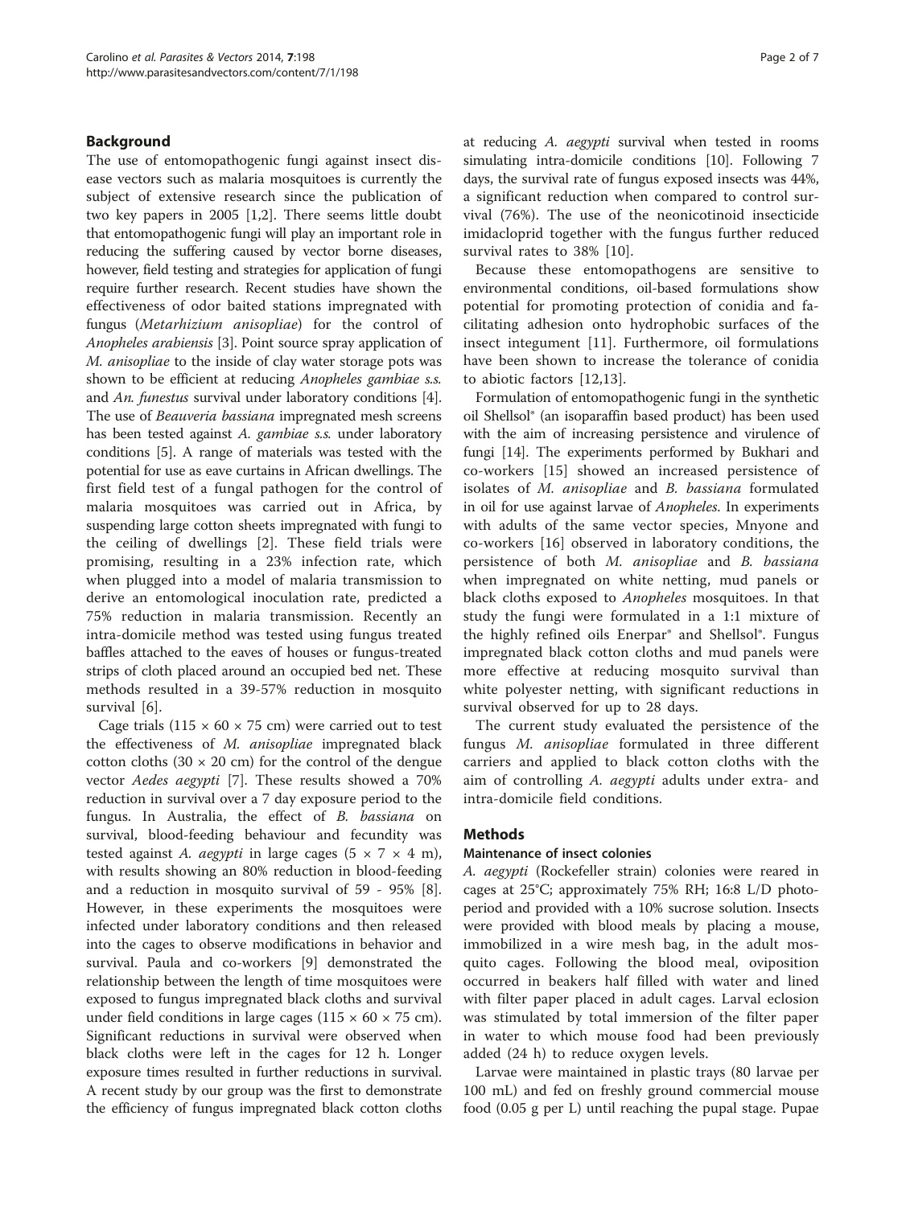## Background

The use of entomopathogenic fungi against insect disease vectors such as malaria mosquitoes is currently the subject of extensive research since the publication of two key papers in 2005 [1,2]. There seems little doubt that entomopathogenic fungi will play an important role in reducing the suffering caused by vector borne diseases, however, field testing and strategies for application of fungi require further research. Recent studies have shown the effectiveness of odor baited stations impregnated with fungus (*Metarhizium anisopliae*) for the control of *Anopheles arabiensis* [3]. Point source spray application of *M. anisopliae* to the inside of clay water storage pots was shown to be efficient at reducing *Anopheles gambiae s.s.* and *An. funestus* survival under laboratory conditions [4]. The use of *Beauveria bassiana* impregnated mesh screens has been tested against *A. gambiae s.s.* under laboratory conditions [5]. A range of materials was tested with the potential for use as eave curtains in African dwellings. The first field test of a fungal pathogen for the control of malaria mosquitoes was carried out in Africa, by suspending large cotton sheets impregnated with fungi to the ceiling of dwellings [2]. These field trials were promising, resulting in a 23% infection rate, which when plugged into a model of malaria transmission to derive an entomological inoculation rate, predicted a 75% reduction in malaria transmission. Recently an intra-domicile method was tested using fungus treated baffles attached to the eaves of houses or fungus-treated strips of cloth placed around an occupied bed net. These methods resulted in a 39-57% reduction in mosquito survival [6].

Cage trials ($115 \times 60 \times 75$ cm) were carried out to test the effectiveness of *M. anisopliae* impregnated black cotton cloths ($30 \times 20$ cm) for the control of the dengue vector *Aedes aegypti* [7]. These results showed a 70% reduction in survival over a 7 day exposure period to the fungus. In Australia, the effect of *B. bassiana* on survival, blood-feeding behaviour and fecundity was tested against *A. aegypti* in large cages ($5 \times 7 \times 4$ m), with results showing an 80% reduction in blood-feeding and a reduction in mosquito survival of 59 - 95% [8]. However, in these experiments the mosquitoes were infected under laboratory conditions and then released into the cages to observe modifications in behavior and survival. Paula and co-workers [9] demonstrated the relationship between the length of time mosquitoes were exposed to fungus impregnated black cloths and survival under field conditions in large cages ($115 \times 60 \times 75$ cm). Significant reductions in survival were observed when black cloths were left in the cages for 12 h. Longer exposure times resulted in further reductions in survival. A recent study by our group was the first to demonstrate the efficiency of fungus impregnated black cotton cloths at reducing *A. aegypti* survival when tested in rooms simulating intra-domicile conditions [10]. Following 7 days, the survival rate of fungus exposed insects was 44%, a significant reduction when compared to control survival (76%). The use of the neonicotinoid insecticide imidacloprid together with the fungus further reduced survival rates to 38% [10].

Because these entomopathogens are sensitive to environmental conditions, oil-based formulations show potential for promoting protection of conidia and facilitating adhesion onto hydrophobic surfaces of the insect integument [11]. Furthermore, oil formulations have been shown to increase the tolerance of conidia to abiotic factors [12,13].

Formulation of entomopathogenic fungi in the synthetic oil Shellsol® (an isoparaffin based product) has been used with the aim of increasing persistence and virulence of fungi [14]. The experiments performed by Bukhari and co-workers [15] showed an increased persistence of isolates of *M. anisopliae* and *B. bassiana* formulated in oil for use against larvae of *Anopheles*. In experiments with adults of the same vector species, Mnyone and co-workers [16] observed in laboratory conditions, the persistence of both *M. anisopliae* and *B. bassiana* when impregnated on white netting, mud panels or black cloths exposed to *Anopheles* mosquitoes. In that study the fungi were formulated in a 1:1 mixture of the highly refined oils Enerpar® and Shellsol®. Fungus impregnated black cotton cloths and mud panels were more effective at reducing mosquito survival than white polyester netting, with significant reductions in survival observed for up to 28 days.

The current study evaluated the persistence of the fungus *M. anisopliae* formulated in three different carriers and applied to black cotton cloths with the aim of controlling *A. aegypti* adults under extra- and intra-domicile field conditions.

## Methods

### Maintenance of insect colonies

*A. aegypti* (Rockefeller strain) colonies were reared in cages at 25°C; approximately 75% RH; 16:8 L/D photoperiod and provided with a 10% sucrose solution. Insects were provided with blood meals by placing a mouse, immobilized in a wire mesh bag, in the adult mosquito cages. Following the blood meal, oviposition occurred in beakers half filled with water and lined with filter paper placed in adult cages. Larval eclosion was stimulated by total immersion of the filter paper in water to which mouse food had been previously added (24 h) to reduce oxygen levels.

Larvae were maintained in plastic trays (80 larvae per 100 mL) and fed on freshly ground commercial mouse food (0.05 g per L) until reaching the pupal stage. Pupae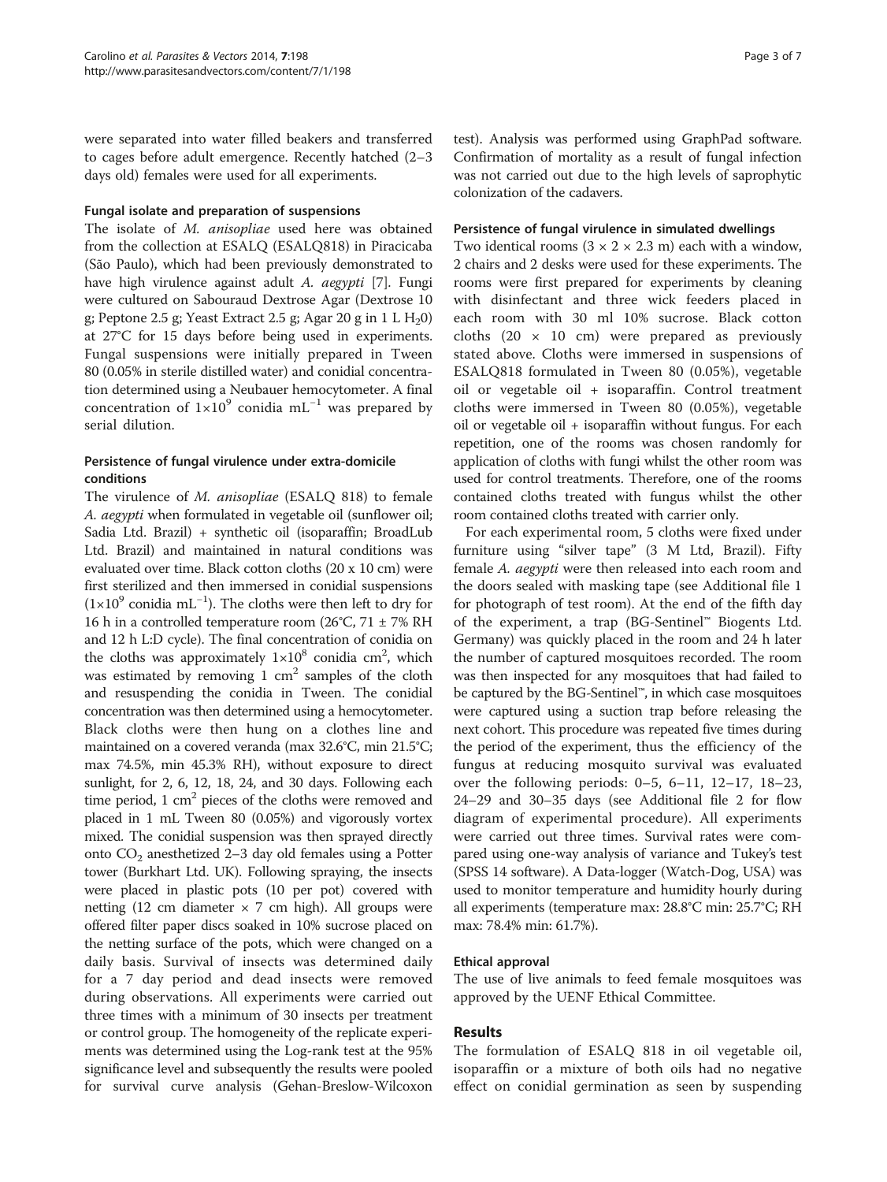were separated into water filled beakers and transferred to cages before adult emergence. Recently hatched (2–3 days old) females were used for all experiments.

### Fungal isolate and preparation of suspensions

The isolate of *M. anisopliae* used here was obtained from the collection at ESALQ (ESALQ818) in Piracicaba (São Paulo), which had been previously demonstrated to have high virulence against adult *A. aegypti* [7]. Fungi were cultured on Sabouraud Dextrose Agar (Dextrose 10 g; Peptone 2.5 g; Yeast Extract 2.5 g; Agar 20 g in 1 L $H_2O$) at 27°C for 15 days before being used in experiments. Fungal suspensions were initially prepared in Tween 80 (0.05% in sterile distilled water) and conidial concentration determined using a Neubauer hemocytometer. A final concentration of $1\times10^9$ conidia $mL^{-1}$ was prepared by serial dilution.

### Persistence of fungal virulence under extra-domicile conditions

The virulence of *M. anisopliae* (ESALQ 818) to female *A. aegypti* when formulated in vegetable oil (sunflower oil; Sadia Ltd. Brazil) + synthetic oil (isoparaffin; BroadLub Ltd. Brazil) and maintained in natural conditions was evaluated over time. Black cotton cloths (20 x 10 cm) were first sterilized and then immersed in conidial suspensions ($1\times10^9$ conidia $mL^{-1}$). The cloths were then left to dry for 16 h in a controlled temperature room (26°C, 71 ± 7% RH and 12 h L:D cycle). The final concentration of conidia on the cloths was approximately $1\times10^8$ conidia $cm^2$, which was estimated by removing 1 $cm^2$ samples of the cloth and resuspending the conidia in Tween. The conidial concentration was then determined using a hemocytometer. Black cloths were then hung on a clothes line and maintained on a covered veranda (max 32.6°C, min 21.5°C; max 74.5%, min 45.3% RH), without exposure to direct sunlight, for 2, 6, 12, 18, 24, and 30 days. Following each time period, 1 $cm^2$ pieces of the cloths were removed and placed in 1 mL Tween 80 (0.05%) and vigorously vortex mixed. The conidial suspension was then sprayed directly onto $CO_2$ anesthetized 2–3 day old females using a Potter tower (Burkhart Ltd. UK). Following spraying, the insects were placed in plastic pots (10 per pot) covered with netting (12 cm diameter × 7 cm high). All groups were offered filter paper discs soaked in 10% sucrose placed on the netting surface of the pots, which were changed on a daily basis. Survival of insects was determined daily for a 7 day period and dead insects were removed during observations. All experiments were carried out three times with a minimum of 30 insects per treatment or control group. The homogeneity of the replicate experiments was determined using the Log-rank test at the 95% significance level and subsequently the results were pooled for survival curve analysis (Gehan-Breslow-Wilcoxon test). Analysis was performed using GraphPad software. Confirmation of mortality as a result of fungal infection was not carried out due to the high levels of saprophytic colonization of the cadavers.

### Persistence of fungal virulence in simulated dwellings

Two identical rooms (3 × 2 × 2.3 m) each with a window, 2 chairs and 2 desks were used for these experiments. The rooms were first prepared for experiments by cleaning with disinfectant and three wick feeders placed in each room with 30 ml 10% sucrose. Black cotton cloths (20 × 10 cm) were prepared as previously stated above. Cloths were immersed in suspensions of ESALQ818 formulated in Tween 80 (0.05%), vegetable oil or vegetable oil + isoparaffin. Control treatment cloths were immersed in Tween 80 (0.05%), vegetable oil or vegetable oil + isoparaffin without fungus. For each repetition, one of the rooms was chosen randomly for application of cloths with fungi whilst the other room was used for control treatments. Therefore, one of the rooms contained cloths treated with fungus whilst the other room contained cloths treated with carrier only.

For each experimental room, 5 cloths were fixed under furniture using "silver tape" (3 M Ltd, Brazil). Fifty female *A. aegypti* were then released into each room and the doors sealed with masking tape (see Additional file 1 for photograph of test room). At the end of the fifth day of the experiment, a trap (BG-Sentinel™ Biogents Ltd. Germany) was quickly placed in the room and 24 h later the number of captured mosquitoes recorded. The room was then inspected for any mosquitoes that had failed to be captured by the BG-Sentinel™, in which case mosquitoes were captured using a suction trap before releasing the next cohort. This procedure was repeated five times during the period of the experiment, thus the efficiency of the fungus at reducing mosquito survival was evaluated over the following periods: 0–5, 6–11, 12–17, 18–23, 24–29 and 30–35 days (see Additional file 2 for flow diagram of experimental procedure). All experiments were carried out three times. Survival rates were compared using one-way analysis of variance and Tukey's test (SPSS 14 software). A Data-logger (Watch-Dog, USA) was used to monitor temperature and humidity hourly during all experiments (temperature max: 28.8°C min: 25.7°C; RH max: 78.4% min: 61.7%).

### Ethical approval

The use of live animals to feed female mosquitoes was approved by the UENF Ethical Committee.

## Results

The formulation of ESALQ 818 in oil vegetable oil, isoparaffin or a mixture of both oils had no negative effect on conidial germination as seen by suspending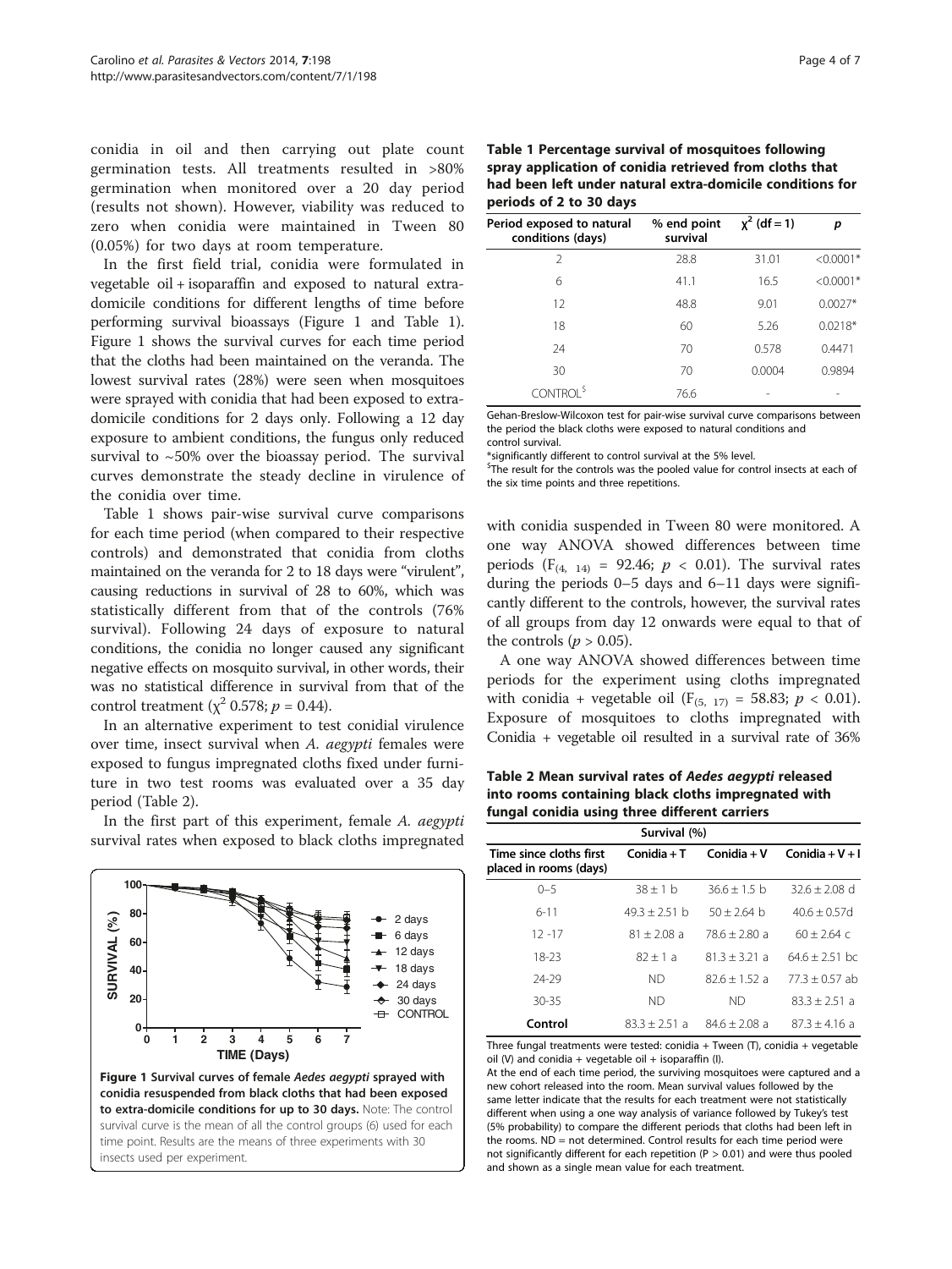conidia in oil and then carrying out plate count germination tests. All treatments resulted in >80% germination when monitored over a 20 day period (results not shown). However, viability was reduced to zero when conidia were maintained in Tween 80 (0.05%) for two days at room temperature.

In the first field trial, conidia were formulated in vegetable oil + isoparaffin and exposed to natural extra-domicile conditions for different lengths of time before performing survival bioassays (Figure 1 and Table 1). Figure 1 shows the survival curves for each time period that the cloths had been maintained on the veranda. The lowest survival rates (28%) were seen when mosquitoes were sprayed with conidia that had been exposed to extra-domicile conditions for 2 days only. Following a 12 day exposure to ambient conditions, the fungus only reduced survival to ~50% over the bioassay period. The survival curves demonstrate the steady decline in virulence of the conidia over time.

Table 1 shows pair-wise survival curve comparisons for each time period (when compared to their respective controls) and demonstrated that conidia from cloths maintained on the veranda for 2 to 18 days were "virulent", causing reductions in survival of 28 to 60%, which was statistically different from that of the controls (76% survival). Following 24 days of exposure to natural conditions, the conidia no longer caused any significant negative effects on mosquito survival, in other words, their was no statistical difference in survival from that of the control treatment ($\chi^2$ 0.578; $p = 0.44$).

In an alternative experiment to test conidial virulence over time, insect survival when *A. aegypti* females were exposed to fungus impregnated cloths fixed under furniture in two test rooms was evaluated over a 35 day period (Table 2).

In the first part of this experiment, female *A. aegypti* survival rates when exposed to black cloths impregnated with conidia suspended in Tween 80 were monitored. A one way ANOVA showed differences between time periods ($F_{(4, 14)} = 92.46$; $p < 0.01$). The survival rates during the periods 0–5 days and 6–11 days were significantly different to the controls, however, the survival rates of all groups from day 12 onwards were equal to that of the controls ($p > 0.05$).

A one way ANOVA showed differences between time periods for the experiment using cloths impregnated with conidia + vegetable oil ($F_{(5, 17)} = 58.83$; $p < 0.01$). Exposure of mosquitoes to cloths impregnated with Conidia + vegetable oil resulted in a survival rate of 36%

**Figure 1 Survival curves of female *Aedes aegypti* sprayed with conidia resuspended from black cloths that had been exposed to extra-domicile conditions for up to 30 days.** Note: The control survival curve is the mean of all the control groups (6) used for each time point. Results are the means of three experiments with 30 insects used per experiment.

**Table 1 Percentage survival of mosquitoes following spray application of conidia retrieved from cloths that had been left under natural extra-domicile conditions for periods of 2 to 30 days**

| Period exposed to natural conditions (days) | % end point survival | $\chi^2$ (df = 1) | *p* |
|---|---|---|---|
| 2 | 28.8 | 31.01 | <0.0001* |
| 6 | 41.1 | 16.5 | <0.0001* |
| 12 | 48.8 | 9.01 | 0.0027* |
| 18 | 60 | 5.26 | 0.0218* |
| 24 | 70 | 0.578 | 0.4471 |
| 30 | 70 | 0.0004 | 0.9894 |
| CONTROL[$] | 76.6 | - | - |

Gehan-Breslow-Wilcoxon test for pair-wise survival curve comparisons between the period the black cloths were exposed to natural conditions and control survival.
*significantly different to control survival at the 5% level.
[$]The result for the controls was the pooled value for control insects at each of the six time points and three repetitions.

**Table 2 Mean survival rates of *Aedes aegypti* released into rooms containing black cloths impregnated with fungal conidia using three different carriers**

| | Survival (%) | | |
|---|---|---|---|
| Time since cloths first placed in rooms (days) | Conidia + T | Conidia + V | Conidia + V + I |
| 0–5 | 38 ± 1 b | 36.6 ± 1.5 b | 32.6 ± 2.08 d |
| 6-11 | 49.3 ± 2.51 b | 50 ± 2.64 b | 40.6 ± 0.57d |
| 12 -17 | 81 ± 2.08 a | 78.6 ± 2.80 a | 60 ± 2.64 c |
| 18-23 | 82 ± 1 a | 81.3 ± 3.21 a | 64.6 ± 2.51 bc |
| 24-29 | ND | 82.6 ± 1.52 a | 77.3 ± 0.57 ab |
| 30-35 | ND | ND | 83.3 ± 2.51 a |
| **Control** | 83.3 ± 2.51 a | 84.6 ± 2.08 a | 87.3 ± 4.16 a |

Three fungal treatments were tested: conidia + Tween (T), conidia + vegetable oil (V) and conidia + vegetable oil + isoparaffin (I).
At the end of each time period, the surviving mosquitoes were captured and a new cohort released into the room. Mean survival values followed by the same letter indicate that the results for each treatment were not statistically different when using a one way analysis of variance followed by Tukey's test (5% probability) to compare the different periods that cloths had been left in the rooms. ND = not determined. Control results for each time period were not significantly different for each repetition (P > 0.01) and were thus pooled and shown as a single mean value for each treatment.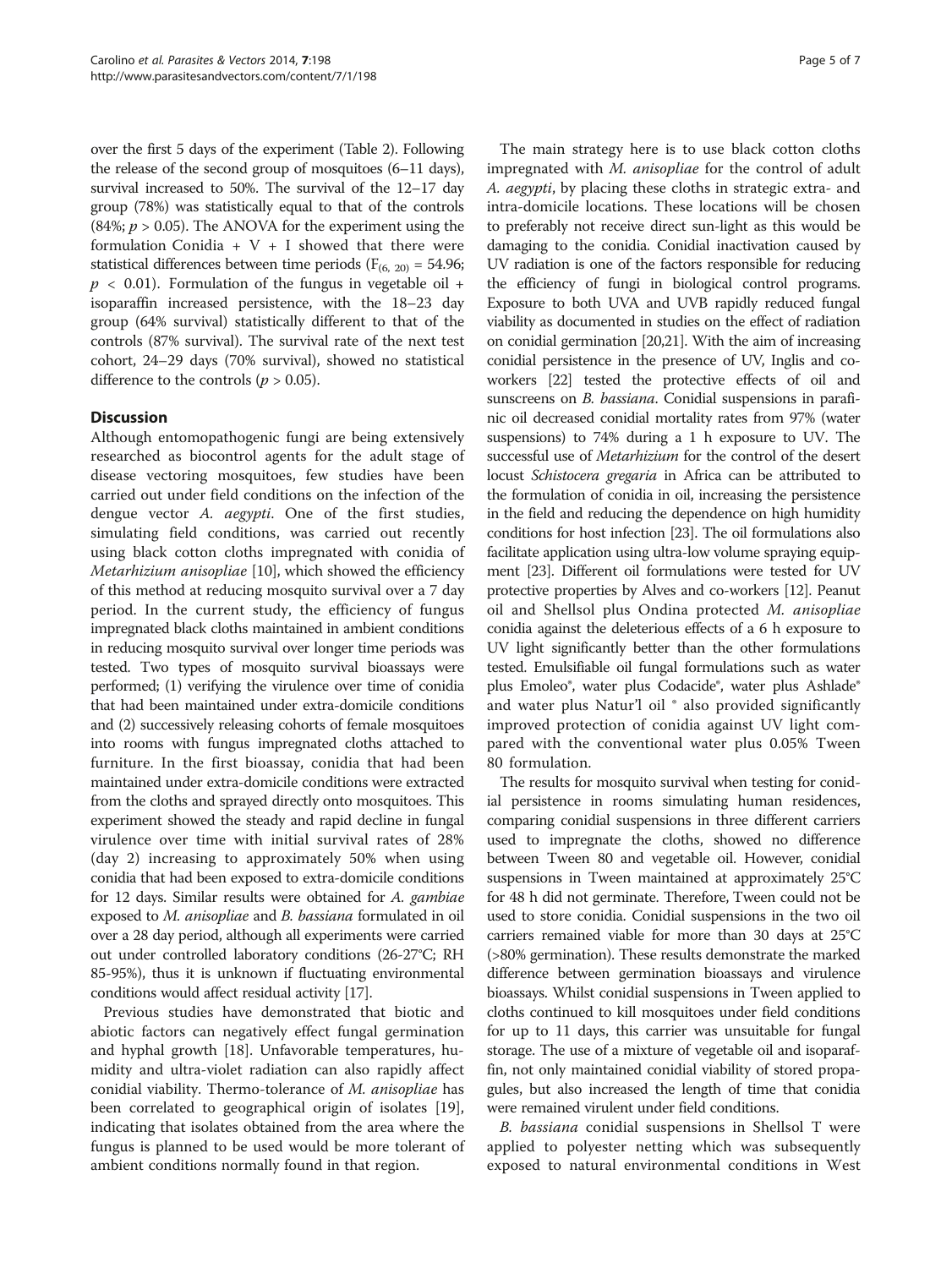over the first 5 days of the experiment (Table 2). Following the release of the second group of mosquitoes (6–11 days), survival increased to 50%. The survival of the 12–17 day group (78%) was statistically equal to that of the controls (84%; $p > 0.05$). The ANOVA for the experiment using the formulation Conidia + V + I showed that there were statistical differences between time periods ($F_{(6,\ 20)} = 54.96$; $p < 0.01$). Formulation of the fungus in vegetable oil + isoparaffin increased persistence, with the 18–23 day group (64% survival) statistically different to that of the controls (87% survival). The survival rate of the next test cohort, 24–29 days (70% survival), showed no statistical difference to the controls ($p > 0.05$).

## Discussion

Although entomopathogenic fungi are being extensively researched as biocontrol agents for the adult stage of disease vectoring mosquitoes, few studies have been carried out under field conditions on the infection of the dengue vector *A. aegypti*. One of the first studies, simulating field conditions, was carried out recently using black cotton cloths impregnated with conidia of *Metarhizium anisopliae* [10], which showed the efficiency of this method at reducing mosquito survival over a 7 day period. In the current study, the efficiency of fungus impregnated black cloths maintained in ambient conditions in reducing mosquito survival over longer time periods was tested. Two types of mosquito survival bioassays were performed; (1) verifying the virulence over time of conidia that had been maintained under extra-domicile conditions and (2) successively releasing cohorts of female mosquitoes into rooms with fungus impregnated cloths attached to furniture. In the first bioassay, conidia that had been maintained under extra-domicile conditions were extracted from the cloths and sprayed directly onto mosquitoes. This experiment showed the steady and rapid decline in fungal virulence over time with initial survival rates of 28% (day 2) increasing to approximately 50% when using conidia that had been exposed to extra-domicile conditions for 12 days. Similar results were obtained for *A. gambiae* exposed to *M. anisopliae* and *B. bassiana* formulated in oil over a 28 day period, although all experiments were carried out under controlled laboratory conditions (26-27°C; RH 85-95%), thus it is unknown if fluctuating environmental conditions would affect residual activity [17].

Previous studies have demonstrated that biotic and abiotic factors can negatively effect fungal germination and hyphal growth [18]. Unfavorable temperatures, humidity and ultra-violet radiation can also rapidly affect conidial viability. Thermo-tolerance of *M. anisopliae* has been correlated to geographical origin of isolates [19], indicating that isolates obtained from the area where the fungus is planned to be used would be more tolerant of ambient conditions normally found in that region.

The main strategy here is to use black cotton cloths impregnated with *M. anisopliae* for the control of adult *A. aegypti*, by placing these cloths in strategic extra- and intra-domicile locations. These locations will be chosen to preferably not receive direct sun-light as this would be damaging to the conidia. Conidial inactivation caused by UV radiation is one of the factors responsible for reducing the efficiency of fungi in biological control programs. Exposure to both UVA and UVB rapidly reduced fungal viability as documented in studies on the effect of radiation on conidial germination [20,21]. With the aim of increasing conidial persistence in the presence of UV, Inglis and coworkers [22] tested the protective effects of oil and sunscreens on *B. bassiana*. Conidial suspensions in parafinic oil decreased conidial mortality rates from 97% (water suspensions) to 74% during a 1 h exposure to UV. The successful use of *Metarhizium* for the control of the desert locust *Schistocera gregaria* in Africa can be attributed to the formulation of conidia in oil, increasing the persistence in the field and reducing the dependence on high humidity conditions for host infection [23]. The oil formulations also facilitate application using ultra-low volume spraying equipment [23]. Different oil formulations were tested for UV protective properties by Alves and co-workers [12]. Peanut oil and Shellsol plus Ondina protected *M. anisopliae* conidia against the deleterious effects of a 6 h exposure to UV light significantly better than the other formulations tested. Emulsifiable oil fungal formulations such as water plus Emoleo®, water plus Codacide®, water plus Ashlade® and water plus Natur'l oil ® also provided significantly improved protection of conidia against UV light compared with the conventional water plus 0.05% Tween 80 formulation.

The results for mosquito survival when testing for conidial persistence in rooms simulating human residences, comparing conidial suspensions in three different carriers used to impregnate the cloths, showed no difference between Tween 80 and vegetable oil. However, conidial suspensions in Tween maintained at approximately 25°C for 48 h did not germinate. Therefore, Tween could not be used to store conidia. Conidial suspensions in the two oil carriers remained viable for more than 30 days at 25°C (>80% germination). These results demonstrate the marked difference between germination bioassays and virulence bioassays. Whilst conidial suspensions in Tween applied to cloths continued to kill mosquitoes under field conditions for up to 11 days, this carrier was unsuitable for fungal storage. The use of a mixture of vegetable oil and isoparaffin, not only maintained conidial viability of stored propagules, but also increased the length of time that conidia were remained virulent under field conditions.

*B. bassiana* conidial suspensions in Shellsol T were applied to polyester netting which was subsequently exposed to natural environmental conditions in West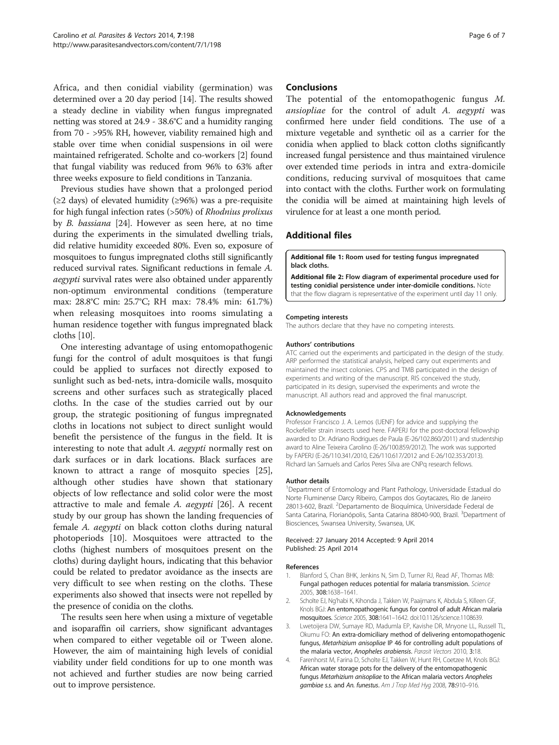Africa, and then conidial viability (germination) was determined over a 20 day period [14]. The results showed a steady decline in viability when fungus impregnated netting was stored at 24.9 - 38.6°C and a humidity ranging from 70 - >95% RH, however, viability remained high and stable over time when conidial suspensions in oil were maintained refrigerated. Scholte and co-workers [2] found that fungal viability was reduced from 96% to 63% after three weeks exposure to field conditions in Tanzania.

Previous studies have shown that a prolonged period (≥2 days) of elevated humidity (≥96%) was a pre-requisite for high fungal infection rates (>50%) of *Rhodnius prolixus* by *B. bassiana* [24]. However as seen here, at no time during the experiments in the simulated dwelling trials, did relative humidity exceeded 80%. Even so, exposure of mosquitoes to fungus impregnated cloths still significantly reduced survival rates. Significant reductions in female *A. aegypti* survival rates were also obtained under apparently non-optimum environmental conditions (temperature max: 28.8°C min: 25.7°C; RH max: 78.4% min: 61.7%) when releasing mosquitoes into rooms simulating a human residence together with fungus impregnated black cloths [10].

One interesting advantage of using entomopathogenic fungi for the control of adult mosquitoes is that fungi could be applied to surfaces not directly exposed to sunlight such as bed-nets, intra-domicile walls, mosquito screens and other surfaces such as strategically placed cloths. In the case of the studies carried out by our group, the strategic positioning of fungus impregnated cloths in locations not subject to direct sunlight would benefit the persistence of the fungus in the field. It is interesting to note that adult *A. aegypti* normally rest on dark surfaces or in dark locations. Black surfaces are known to attract a range of mosquito species [25], although other studies have shown that stationary objects of low reflectance and solid color were the most attractive to male and female *A. aegypti* [26]. A recent study by our group has shown the landing frequencies of female *A. aegypti* on black cotton cloths during natural photoperiods [10]. Mosquitoes were attracted to the cloths (highest numbers of mosquitoes present on the cloths) during daylight hours, indicating that this behavior could be related to predator avoidance as the insects are very difficult to see when resting on the cloths. These experiments also showed that insects were not repelled by the presence of conidia on the cloths.

The results seen here when using a mixture of vegetable and isoparaffin oil carriers, show significant advantages when compared to either vegetable oil or Tween alone. However, the aim of maintaining high levels of conidial viability under field conditions for up to one month was not achieved and further studies are now being carried out to improve persistence.

## Conclusions

The potential of the entomopathogenic fungus *M. ansiopliae* for the control of adult *A. aegypti* was confirmed here under field conditions. The use of a mixture vegetable and synthetic oil as a carrier for the conidia when applied to black cotton cloths significantly increased fungal persistence and thus maintained virulence over extended time periods in intra and extra-domicile conditions, reducing survival of mosquitoes that came into contact with the cloths. Further work on formulating the conidia will be aimed at maintaining high levels of virulence for at least a one month period.

## Additional files

**Additional file 1: Room used for testing fungus impregnated black cloths.**

**Additional file 2: Flow diagram of experimental procedure used for testing conidial persistence under inter-domicile conditions.** Note that the flow diagram is representative of the experiment until day 11 only.

#### Competing interests

The authors declare that they have no competing interests.

#### Authors' contributions

ATC carried out the experiments and participated in the design of the study. ARP performed the statistical analysis, helped carry out experiments and maintained the insect colonies. CPS and TMB participated in the design of experiments and writing of the manuscript. RIS conceived the study, participated in its design, supervised the experiments and wrote the manuscript. All authors read and approved the final manuscript.

#### Acknowledgements

Professor Francisco J. A. Lemos (UENF) for advice and supplying the Rockefeller strain insects used here. FAPERJ for the post-doctoral fellowship awarded to Dr. Adriano Rodrigues de Paula (E-26/102.860/2011) and studentship award to Aline Teixeira Carolino (E-26/100.859/2012). The work was supported by FAPERJ (E-26/110.341/2010, E26/110.617/2012 and E-26/102.353/2013). Richard Ian Samuels and Carlos Peres Silva are CNPq research fellows.

#### Author details

[1]Department of Entomology and Plant Pathology, Universidade Estadual do Norte Fluminense Darcy Ribeiro, Campos dos Goytacazes, Rio de Janeiro 28013-602, Brazil. [2]Departamento de Bioquímica, Universidade Federal de Santa Catarina, Florianópolis, Santa Catarina 88040-900, Brazil. [3]Department of Biosciences, Swansea University, Swansea, UK.

Received: 27 January 2014 Accepted: 9 April 2014
Published: 25 April 2014

#### References

1. Blanford S, Chan BHK, Jenkins N, Sim D, Turner RJ, Read AF, Thomas MB: Fungal pathogen reduces potential for malaria transmission. *Science* 2005, **308:**1638–1641.
2. Scholte EJ, Ng'habi K, Kihonda J, Takken W, Paaijmans K, Abdula S, Killeen GF, Knols BGJ: An entomopathogenic fungus for control of adult African malaria mosquitoes. *Science* 2005, **308:**1641–1642. doi:10.1126/science.1108639.
3. Lwetoijera DW, Sumaye RD, Madumla EP, Kavishe DR, Mnyone LL, Russell TL, Okumu FO: An extra-domiciliary method of delivering entomopathogenic fungus, *Metarhizium anisopliae* IP 46 for controlling adult populations of the malaria vector, *Anopheles arabiensis*. *Parasit Vectors* 2010, **3:**18.
4. Farenhorst M, Farina D, Scholte EJ, Takken W, Hunt RH, Coetzee M, Knols BGJ: African water storage pots for the delivery of the entomopathogenic fungus *Metarhizium anisopliae* to the African malaria vectors *Anopheles gambiae s.s.* and *An. funestus*. *Am J Trop Med Hyg* 2008, **78:**910–916.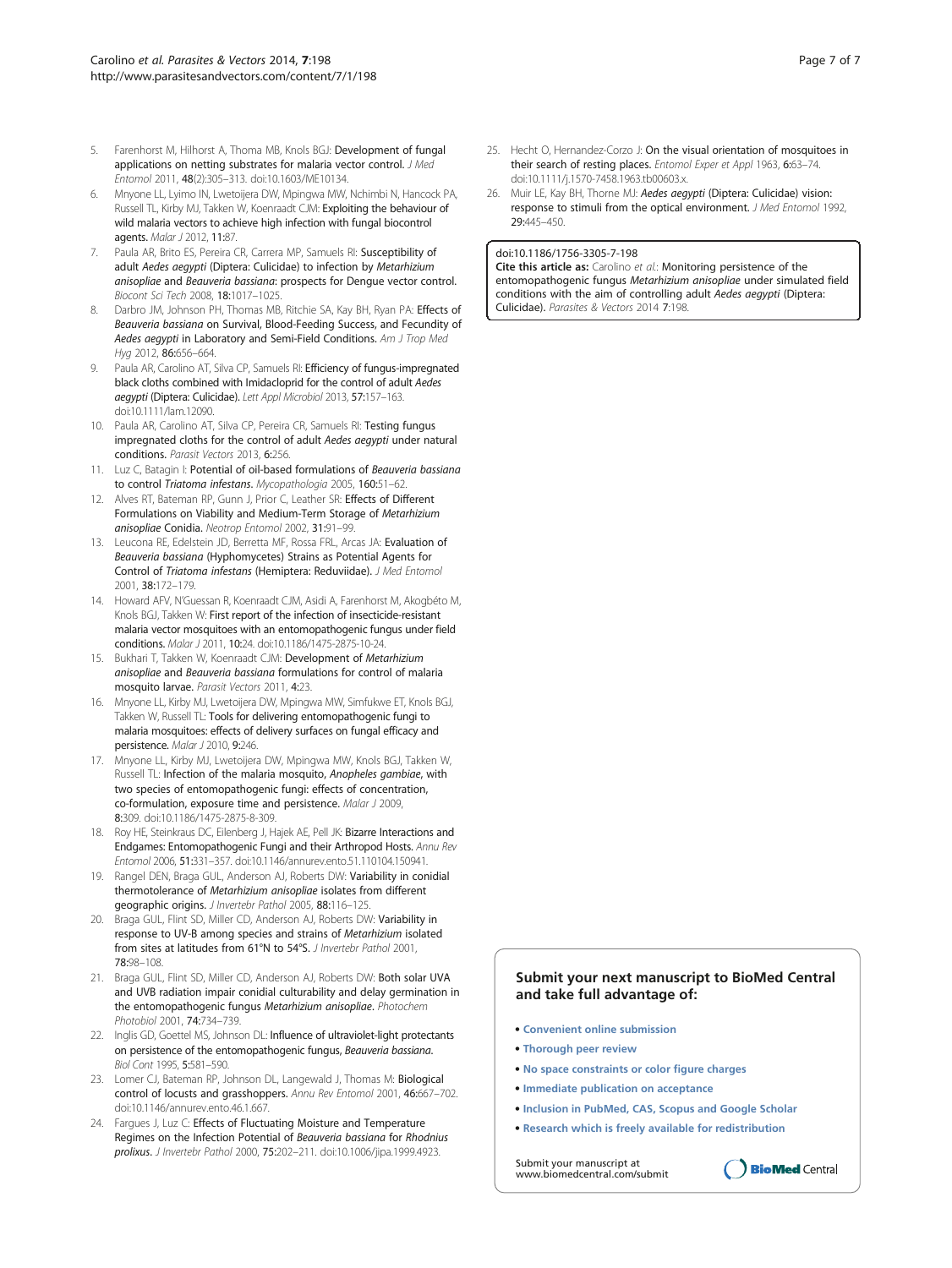5. Farenhorst M, Hilhorst A, Thoma MB, Knols BGJ: Development of fungal applications on netting substrates for malaria vector control. *J Med Entomol* 2011, **48**(2):305–313. doi:10.1603/ME10134.
6. Mnyone LL, Lyimo IN, Lwetoijera DW, Mpingwa MW, Nchimbi N, Hancock PA, Russell TL, Kirby MJ, Takken W, Koenraadt CJM: Exploiting the behaviour of wild malaria vectors to achieve high infection with fungal biocontrol agents. *Malar J* 2012, **11**:87.
7. Paula AR, Brito ES, Pereira CR, Carrera MP, Samuels RI: Susceptibility of adult *Aedes aegypti* (Diptera: Culicidae) to infection by *Metarhizium anisopliae* and *Beauveria bassiana*: prospects for Dengue vector control. *Biocont Sci Tech* 2008, **18**:1017–1025.
8. Darbro JM, Johnson PH, Thomas MB, Ritchie SA, Kay BH, Ryan PA: Effects of *Beauveria bassiana* on Survival, Blood-Feeding Success, and Fecundity of *Aedes aegypti* in Laboratory and Semi-Field Conditions. *Am J Trop Med Hyg* 2012, **86**:656–664.
9. Paula AR, Carolino AT, Silva CP, Samuels RI: Efficiency of fungus-impregnated black cloths combined with Imidacloprid for the control of adult *Aedes aegypti* (Diptera: Culicidae). *Lett Appl Microbiol* 2013, **57**:157–163. doi:10.1111/lam.12090.
10. Paula AR, Carolino AT, Silva CP, Pereira CR, Samuels RI: Testing fungus impregnated cloths for the control of adult *Aedes aegypti* under natural conditions. *Parasit Vectors* 2013, **6**:256.
11. Luz C, Batagin I: Potential of oil-based formulations of *Beauveria bassiana* to control *Triatoma infestans*. *Mycopathologia* 2005, **160**:51–62.
12. Alves RT, Bateman RP, Gunn J, Prior C, Leather SR: Effects of Different Formulations on Viability and Medium-Term Storage of *Metarhizium anisopliae* Conidia. *Neotrop Entomol* 2002, **31**:91–99.
13. Leucona RE, Edelstein JD, Berretta MF, Rossa FRL, Arcas JA: Evaluation of *Beauveria bassiana* (Hyphomycetes) Strains as Potential Agents for Control of *Triatoma infestans* (Hemiptera: Reduviidae). *J Med Entomol* 2001, **38**:172–179.
14. Howard AFV, N'Guessan R, Koenraadt CJM, Asidi A, Farenhorst M, Akogbéto M, Knols BGJ, Takken W: First report of the infection of insecticide-resistant malaria vector mosquitoes with an entomopathogenic fungus under field conditions. *Malar J* 2011, **10**:24. doi:10.1186/1475-2875-10-24.
15. Bukhari T, Takken W, Koenraadt CJM: Development of *Metarhizium anisopliae* and *Beauveria bassiana* formulations for control of malaria mosquito larvae. *Parasit Vectors* 2011, **4**:23.
16. Mnyone LL, Kirby MJ, Lwetoijera DW, Mpingwa MW, Simfukwe ET, Knols BGJ, Takken W, Russell TL: Tools for delivering entomopathogenic fungi to malaria mosquitoes: effects of delivery surfaces on fungal efficacy and persistence. *Malar J* 2010, **9**:246.
17. Mnyone LL, Kirby MJ, Lwetoijera DW, Mpingwa MW, Knols BGJ, Takken W, Russell TL: Infection of the malaria mosquito, *Anopheles gambiae*, with two species of entomopathogenic fungi: effects of concentration, co-formulation, exposure time and persistence. *Malar J* 2009, **8**:309. doi:10.1186/1475-2875-8-309.
18. Roy HE, Steinkraus DC, Eilenberg J, Hajek AE, Pell JK: Bizarre Interactions and Endgames: Entomopathogenic Fungi and their Arthropod Hosts. *Annu Rev Entomol* 2006, **51**:331–357. doi:10.1146/annurev.ento.51.110104.150941.
19. Rangel DEN, Braga GUL, Anderson AJ, Roberts DW: Variability in conidial thermotolerance of *Metarhizium anisopliae* isolates from different geographic origins. *J Invertebr Pathol* 2005, **88**:116–125.
20. Braga GUL, Flint SD, Miller CD, Anderson AJ, Roberts DW: Variability in response to UV-B among species and strains of *Metarhizium* isolated from sites at latitudes from 61°N to 54°S. *J Invertebr Pathol* 2001, **78**:98–108.
21. Braga GUL, Flint SD, Miller CD, Anderson AJ, Roberts DW: Both solar UVA and UVB radiation impair conidial culturability and delay germination in the entomopathogenic fungus *Metarhizium anisopliae*. *Photochem Photobiol* 2001, **74**:734–739.
22. Inglis GD, Goettel MS, Johnson DL: Influence of ultraviolet-light protectants on persistence of the entomopathogenic fungus, *Beauveria bassiana*. *Biol Cont* 1995, **5**:581–590.
23. Lomer CJ, Bateman RP, Johnson DL, Langewald J, Thomas M: Biological control of locusts and grasshoppers. *Annu Rev Entomol* 2001, **46**:667–702. doi:10.1146/annurev.ento.46.1.667.
24. Fargues J, Luz C: Effects of Fluctuating Moisture and Temperature Regimes on the Infection Potential of *Beauveria bassiana* for *Rhodnius prolixus*. *J Invertebr Pathol* 2000, **75**:202–211. doi:10.1006/jipa.1999.4923.
25. Hecht O, Hernandez-Corzo J: On the visual orientation of mosquitoes in their search of resting places. *Entomol Exper et Appl* 1963, **6**:63–74. doi:10.1111/j.1570-7458.1963.tb00603.x.
26. Muir LE, Kay BH, Thorne MJ: *Aedes aegypti* (Diptera: Culicidae) vision: response to stimuli from the optical environment. *J Med Entomol* 1992, **29**:445–450.

doi:10.1186/1756-3305-7-198

**Cite this article as:** Carolino *et al.*: Monitoring persistence of the entomopathogenic fungus *Metarhizium anisopliae* under simulated field conditions with the aim of controlling adult *Aedes aegypti* (Diptera: Culicidae). *Parasites & Vectors* 2014 **7**:198.

**Submit your next manuscript to BioMed Central and take full advantage of:**

- Convenient online submission
- Thorough peer review
- No space constraints or color figure charges
- Immediate publication on acceptance
- Inclusion in PubMed, CAS, Scopus and Google Scholar
- Research which is freely available for redistribution

Submit your manuscript at www.biomedcentral.com/submit

BioMed Central